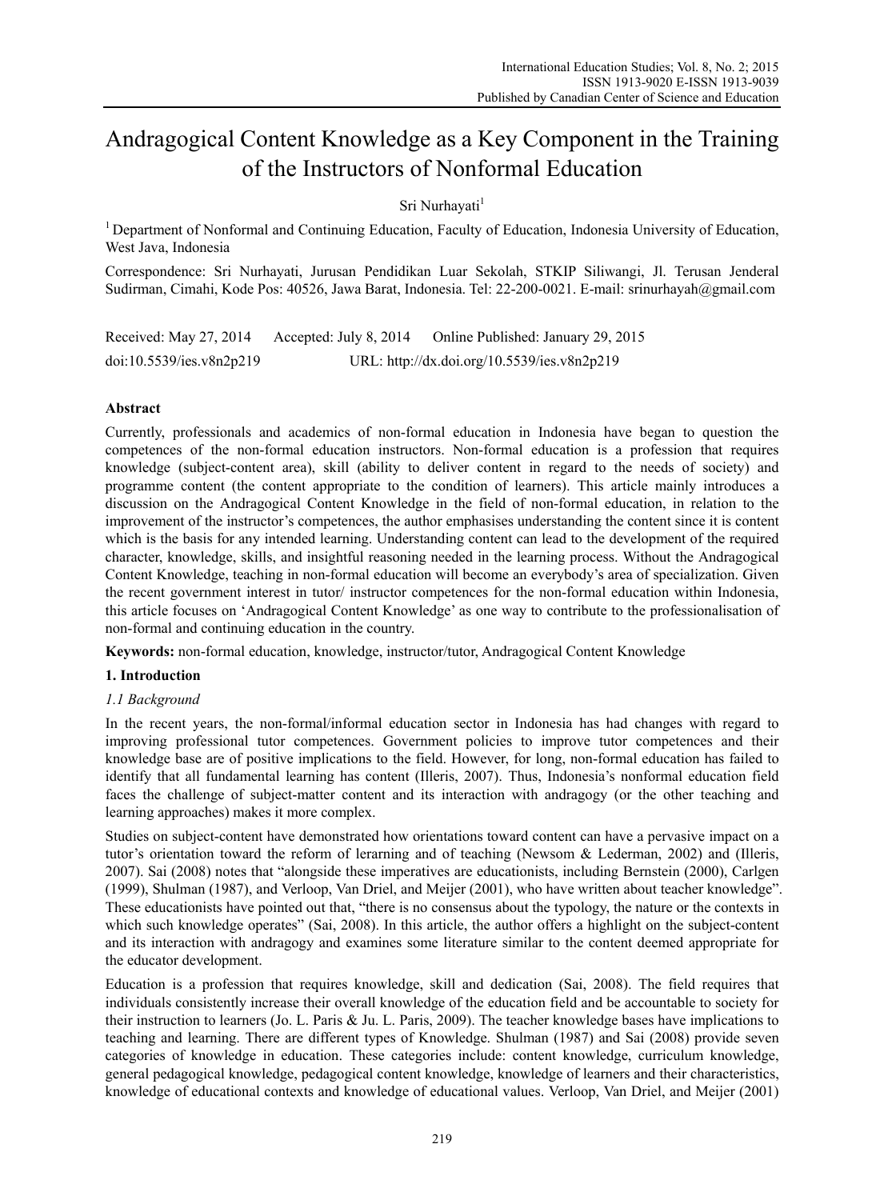# Andragogical Content Knowledge as a Key Component in the Training of the Instructors of Nonformal Education

Sri Nurhayati[1]

[1] Department of Nonformal and Continuing Education, Faculty of Education, Indonesia University of Education, West Java, Indonesia

Correspondence: Sri Nurhayati, Jurusan Pendidikan Luar Sekolah, STKIP Siliwangi, Jl. Terusan Jenderal Sudirman, Cimahi, Kode Pos: 40526, Jawa Barat, Indonesia. Tel: 22-200-0021. E-mail: srinurhayah@gmail.com

Received: May 27, 2014 Accepted: July 8, 2014 Online Published: January 29, 2015

doi:10.5539/ies.v8n2p219 URL: http://dx.doi.org/10.5539/ies.v8n2p219

## Abstract

Currently, professionals and academics of non-formal education in Indonesia have began to question the competences of the non-formal education instructors. Non-formal education is a profession that requires knowledge (subject-content area), skill (ability to deliver content in regard to the needs of society) and programme content (the content appropriate to the condition of learners). This article mainly introduces a discussion on the Andragogical Content Knowledge in the field of non-formal education, in relation to the improvement of the instructor's competences, the author emphasises understanding the content since it is content which is the basis for any intended learning. Understanding content can lead to the development of the required character, knowledge, skills, and insightful reasoning needed in the learning process. Without the Andragogical Content Knowledge, teaching in non-formal education will become an everybody's area of specialization. Given the recent government interest in tutor/ instructor competences for the non-formal education within Indonesia, this article focuses on 'Andragogical Content Knowledge' as one way to contribute to the professionalisation of non-formal and continuing education in the country.

**Keywords:** non-formal education, knowledge, instructor/tutor, Andragogical Content Knowledge

## 1. Introduction

### *1.1 Background*

In the recent years, the non-formal/informal education sector in Indonesia has had changes with regard to improving professional tutor competences. Government policies to improve tutor competences and their knowledge base are of positive implications to the field. However, for long, non-formal education has failed to identify that all fundamental learning has content (Illeris, 2007). Thus, Indonesia's nonformal education field faces the challenge of subject-matter content and its interaction with andragogy (or the other teaching and learning approaches) makes it more complex.

Studies on subject-content have demonstrated how orientations toward content can have a pervasive impact on a tutor's orientation toward the reform of lerarning and of teaching (Newsom & Lederman, 2002) and (Illeris, 2007). Sai (2008) notes that "alongside these imperatives are educationists, including Bernstein (2000), Carlgen (1999), Shulman (1987), and Verloop, Van Driel, and Meijer (2001), who have written about teacher knowledge". These educationists have pointed out that, "there is no consensus about the typology, the nature or the contexts in which such knowledge operates" (Sai, 2008). In this article, the author offers a highlight on the subject-content and its interaction with andragogy and examines some literature similar to the content deemed appropriate for the educator development.

Education is a profession that requires knowledge, skill and dedication (Sai, 2008). The field requires that individuals consistently increase their overall knowledge of the education field and be accountable to society for their instruction to learners (Jo. L. Paris & Ju. L. Paris, 2009). The teacher knowledge bases have implications to teaching and learning. There are different types of Knowledge. Shulman (1987) and Sai (2008) provide seven categories of knowledge in education. These categories include: content knowledge, curriculum knowledge, general pedagogical knowledge, pedagogical content knowledge, knowledge of learners and their characteristics, knowledge of educational contexts and knowledge of educational values. Verloop, Van Driel, and Meijer (2001)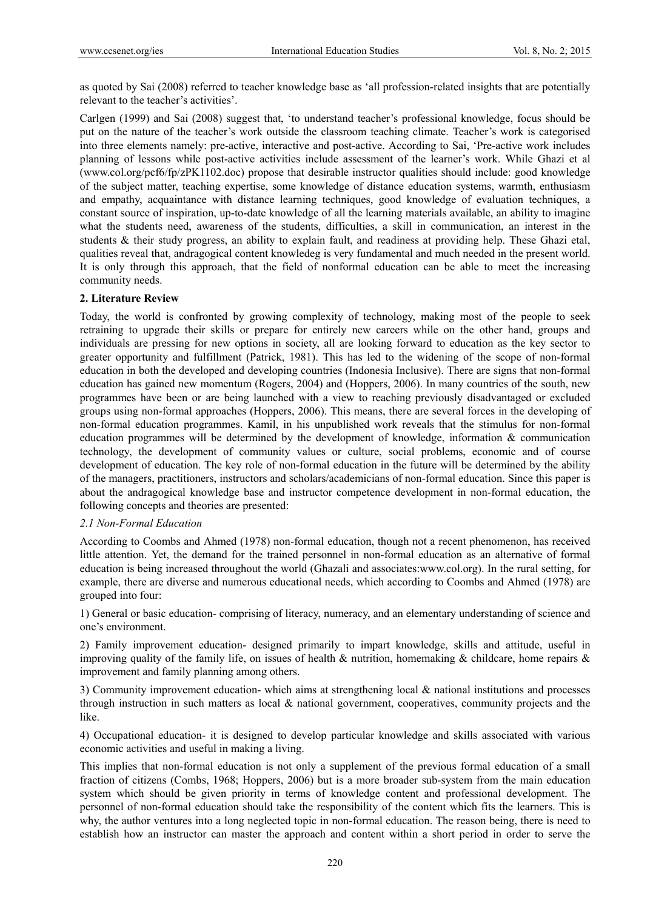as quoted by Sai (2008) referred to teacher knowledge base as 'all profession-related insights that are potentially relevant to the teacher's activities'.

Carlgen (1999) and Sai (2008) suggest that, 'to understand teacher's professional knowledge, focus should be put on the nature of the teacher's work outside the classroom teaching climate. Teacher's work is categorised into three elements namely: pre-active, interactive and post-active. According to Sai, 'Pre-active work includes planning of lessons while post-active activities include assessment of the learner's work. While Ghazi et al (www.col.org/pcf6/fp/zPK1102.doc) propose that desirable instructor qualities should include: good knowledge of the subject matter, teaching expertise, some knowledge of distance education systems, warmth, enthusiasm and empathy, acquaintance with distance learning techniques, good knowledge of evaluation techniques, a constant source of inspiration, up-to-date knowledge of all the learning materials available, an ability to imagine what the students need, awareness of the students, difficulties, a skill in communication, an interest in the students & their study progress, an ability to explain fault, and readiness at providing help. These Ghazi etal, qualities reveal that, andragogical content knowledeg is very fundamental and much needed in the present world. It is only through this approach, that the field of nonformal education can be able to meet the increasing community needs.

## 2. Literature Review

Today, the world is confronted by growing complexity of technology, making most of the people to seek retraining to upgrade their skills or prepare for entirely new careers while on the other hand, groups and individuals are pressing for new options in society, all are looking forward to education as the key sector to greater opportunity and fulfillment (Patrick, 1981). This has led to the widening of the scope of non-formal education in both the developed and developing countries (Indonesia Inclusive). There are signs that non-formal education has gained new momentum (Rogers, 2004) and (Hoppers, 2006). In many countries of the south, new programmes have been or are being launched with a view to reaching previously disadvantaged or excluded groups using non-formal approaches (Hoppers, 2006). This means, there are several forces in the developing of non-formal education programmes. Kamil, in his unpublished work reveals that the stimulus for non-formal education programmes will be determined by the development of knowledge, information & communication technology, the development of community values or culture, social problems, economic and of course development of education. The key role of non-formal education in the future will be determined by the ability of the managers, practitioners, instructors and scholars/academicians of non-formal education. Since this paper is about the andragogical knowledge base and instructor competence development in non-formal education, the following concepts and theories are presented:

### *2.1 Non-Formal Education*

According to Coombs and Ahmed (1978) non-formal education, though not a recent phenomenon, has received little attention. Yet, the demand for the trained personnel in non-formal education as an alternative of formal education is being increased throughout the world (Ghazali and associates:www.col.org). In the rural setting, for example, there are diverse and numerous educational needs, which according to Coombs and Ahmed (1978) are grouped into four:

1) General or basic education- comprising of literacy, numeracy, and an elementary understanding of science and one's environment.

2) Family improvement education- designed primarily to impart knowledge, skills and attitude, useful in improving quality of the family life, on issues of health & nutrition, homemaking & childcare, home repairs & improvement and family planning among others.

3) Community improvement education- which aims at strengthening local & national institutions and processes through instruction in such matters as local & national government, cooperatives, community projects and the like.

4) Occupational education- it is designed to develop particular knowledge and skills associated with various economic activities and useful in making a living.

This implies that non-formal education is not only a supplement of the previous formal education of a small fraction of citizens (Combs, 1968; Hoppers, 2006) but is a more broader sub-system from the main education system which should be given priority in terms of knowledge content and professional development. The personnel of non-formal education should take the responsibility of the content which fits the learners. This is why, the author ventures into a long neglected topic in non-formal education. The reason being, there is need to establish how an instructor can master the approach and content within a short period in order to serve the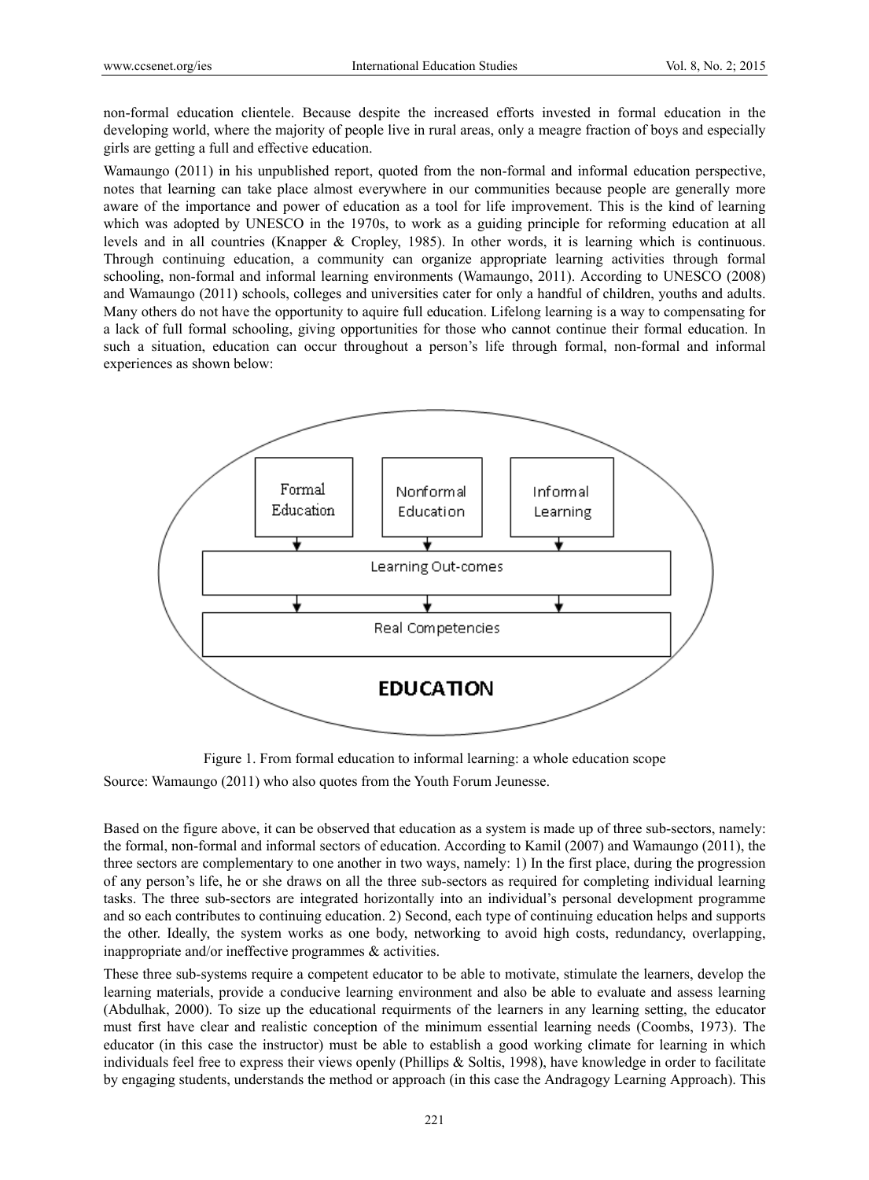non-formal education clientele. Because despite the increased efforts invested in formal education in the developing world, where the majority of people live in rural areas, only a meagre fraction of boys and especially girls are getting a full and effective education.

Wamaungo (2011) in his unpublished report, quoted from the non-formal and informal education perspective, notes that learning can take place almost everywhere in our communities because people are generally more aware of the importance and power of education as a tool for life improvement. This is the kind of learning which was adopted by UNESCO in the 1970s, to work as a guiding principle for reforming education at all levels and in all countries (Knapper & Cropley, 1985). In other words, it is learning which is continuous. Through continuing education, a community can organize appropriate learning activities through formal schooling, non-formal and informal learning environments (Wamaungo, 2011). According to UNESCO (2008) and Wamaungo (2011) schools, colleges and universities cater for only a handful of children, youths and adults. Many others do not have the opportunity to aquire full education. Lifelong learning is a way to compensating for a lack of full formal schooling, giving opportunities for those who cannot continue their formal education. In such a situation, education can occur throughout a person's life through formal, non-formal and informal experiences as shown below:

Formal Education → Nonformal Education → Informal Learning

Learning Out-comes

Real Competencies

EDUCATION

Figure 1. From formal education to informal learning: a whole education scope

Source: Wamaungo (2011) who also quotes from the Youth Forum Jeunesse.

Based on the figure above, it can be observed that education as a system is made up of three sub-sectors, namely: the formal, non-formal and informal sectors of education. According to Kamil (2007) and Wamaungo (2011), the three sectors are complementary to one another in two ways, namely: 1) In the first place, during the progression of any person's life, he or she draws on all the three sub-sectors as required for completing individual learning tasks. The three sub-sectors are integrated horizontally into an individual's personal development programme and so each contributes to continuing education. 2) Second, each type of continuing education helps and supports the other. Ideally, the system works as one body, networking to avoid high costs, redundancy, overlapping, inappropriate and/or ineffective programmes & activities.

These three sub-systems require a competent educator to be able to motivate, stimulate the learners, develop the learning materials, provide a conducive learning environment and also be able to evaluate and assess learning (Abdulhak, 2000). To size up the educational requirments of the learners in any learning setting, the educator must first have clear and realistic conception of the minimum essential learning needs (Coombs, 1973). The educator (in this case the instructor) must be able to establish a good working climate for learning in which individuals feel free to express their views openly (Phillips & Soltis, 1998), have knowledge in order to facilitate by engaging students, understands the method or approach (in this case the Andragogy Learning Approach). This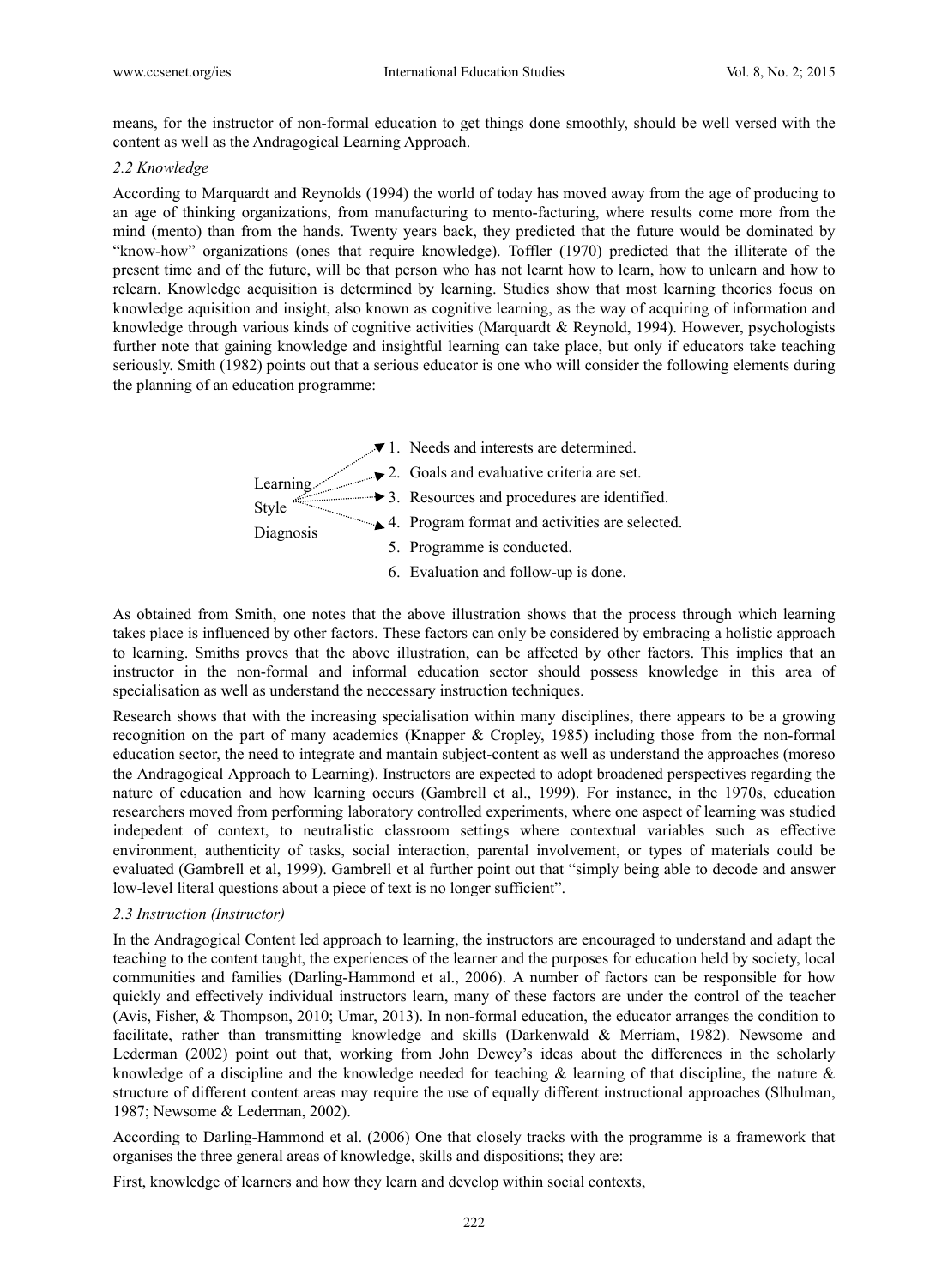means, for the instructor of non-formal education to get things done smoothly, should be well versed with the content as well as the Andragogical Learning Approach.

### *2.2 Knowledge*

According to Marquardt and Reynolds (1994) the world of today has moved away from the age of producing to an age of thinking organizations, from manufacturing to mento-facturing, where results come more from the mind (mento) than from the hands. Twenty years back, they predicted that the future would be dominated by "know-how" organizations (ones that require knowledge). Toffler (1970) predicted that the illiterate of the present time and of the future, will be that person who has not learnt how to learn, how to unlearn and how to relearn. Knowledge acquisition is determined by learning. Studies show that most learning theories focus on knowledge aquisition and insight, also known as cognitive learning, as the way of acquiring of information and knowledge through various kinds of cognitive activities (Marquardt & Reynold, 1994). However, psychologists further note that gaining knowledge and insightful learning can take place, but only if educators take teaching seriously. Smith (1982) points out that a serious educator is one who will consider the following elements during the planning of an education programme:

Learning Style Diagnosis

1. Needs and interests are determined.
2. Goals and evaluative criteria are set.
3. Resources and procedures are identified.
4. Program format and activities are selected.
5. Programme is conducted.
6. Evaluation and follow-up is done.

As obtained from Smith, one notes that the above illustration shows that the process through which learning takes place is influenced by other factors. These factors can only be considered by embracing a holistic approach to learning. Smiths proves that the above illustration, can be affected by other factors. This implies that an instructor in the non-formal and informal education sector should possess knowledge in this area of specialisation as well as understand the neccessary instruction techniques.

Research shows that with the increasing specialisation within many disciplines, there appears to be a growing recognition on the part of many academics (Knapper & Cropley, 1985) including those from the non-formal education sector, the need to integrate and mantain subject-content as well as understand the approaches (moreso the Andragogical Approach to Learning). Instructors are expected to adopt broadened perspectives regarding the nature of education and how learning occurs (Gambrell et al., 1999). For instance, in the 1970s, education researchers moved from performing laboratory controlled experiments, where one aspect of learning was studied indepedent of context, to neutralistic classroom settings where contextual variables such as effective environment, authenticity of tasks, social interaction, parental involvement, or types of materials could be evaluated (Gambrell et al, 1999). Gambrell et al further point out that "simply being able to decode and answer low-level literal questions about a piece of text is no longer sufficient".

### *2.3 Instruction (Instructor)*

In the Andragogical Content led approach to learning, the instructors are encouraged to understand and adapt the teaching to the content taught, the experiences of the learner and the purposes for education held by society, local communities and families (Darling-Hammond et al., 2006). A number of factors can be responsible for how quickly and effectively individual instructors learn, many of these factors are under the control of the teacher (Avis, Fisher, & Thompson, 2010; Umar, 2013). In non-formal education, the educator arranges the condition to facilitate, rather than transmitting knowledge and skills (Darkenwald & Merriam, 1982). Newsome and Lederman (2002) point out that, working from John Dewey's ideas about the differences in the scholarly knowledge of a discipline and the knowledge needed for teaching & learning of that discipline, the nature & structure of different content areas may require the use of equally different instructional approaches (Slhulman, 1987; Newsome & Lederman, 2002).

According to Darling-Hammond et al. (2006) One that closely tracks with the programme is a framework that organises the three general areas of knowledge, skills and dispositions; they are:

First, knowledge of learners and how they learn and develop within social contexts,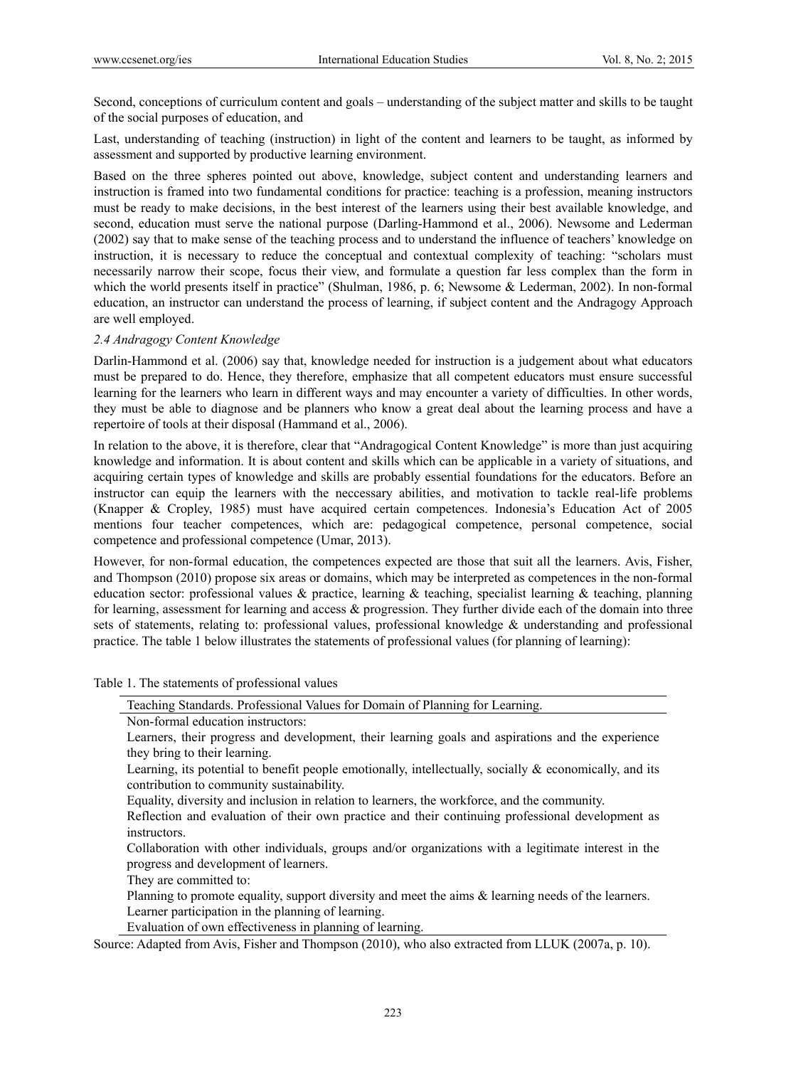Second, conceptions of curriculum content and goals – understanding of the subject matter and skills to be taught of the social purposes of education, and

Last, understanding of teaching (instruction) in light of the content and learners to be taught, as informed by assessment and supported by productive learning environment.

Based on the three spheres pointed out above, knowledge, subject content and understanding learners and instruction is framed into two fundamental conditions for practice: teaching is a profession, meaning instructors must be ready to make decisions, in the best interest of the learners using their best available knowledge, and second, education must serve the national purpose (Darling-Hammond et al., 2006). Newsome and Lederman (2002) say that to make sense of the teaching process and to understand the influence of teachers' knowledge on instruction, it is necessary to reduce the conceptual and contextual complexity of teaching: "scholars must necessarily narrow their scope, focus their view, and formulate a question far less complex than the form in which the world presents itself in practice" (Shulman, 1986, p. 6; Newsome & Lederman, 2002). In non-formal education, an instructor can understand the process of learning, if subject content and the Andragogy Approach are well employed.

### *2.4 Andragogy Content Knowledge*

Darlin-Hammond et al. (2006) say that, knowledge needed for instruction is a judgement about what educators must be prepared to do. Hence, they therefore, emphasize that all competent educators must ensure successful learning for the learners who learn in different ways and may encounter a variety of difficulties. In other words, they must be able to diagnose and be planners who know a great deal about the learning process and have a repertoire of tools at their disposal (Hammand et al., 2006).

In relation to the above, it is therefore, clear that "Andragogical Content Knowledge" is more than just acquiring knowledge and information. It is about content and skills which can be applicable in a variety of situations, and acquiring certain types of knowledge and skills are probably essential foundations for the educators. Before an instructor can equip the learners with the neccessary abilities, and motivation to tackle real-life problems (Knapper & Cropley, 1985) must have acquired certain competences. Indonesia's Education Act of 2005 mentions four teacher competences, which are: pedagogical competence, personal competence, social competence and professional competence (Umar, 2013).

However, for non-formal education, the competences expected are those that suit all the learners. Avis, Fisher, and Thompson (2010) propose six areas or domains, which may be interpreted as competences in the non-formal education sector: professional values & practice, learning & teaching, specialist learning & teaching, planning for learning, assessment for learning and access & progression. They further divide each of the domain into three sets of statements, relating to: professional values, professional knowledge & understanding and professional practice. The table 1 below illustrates the statements of professional values (for planning of learning):

Table 1. The statements of professional values

| Teaching Standards. Professional Values for Domain of Planning for Learning. |
|---|
| Non-formal education instructors: |
| Learners, their progress and development, their learning goals and aspirations and the experience they bring to their learning. |
| Learning, its potential to benefit people emotionally, intellectually, socially & economically, and its contribution to community sustainability. |
| Equality, diversity and inclusion in relation to learners, the workforce, and the community. |
| Reflection and evaluation of their own practice and their continuing professional development as instructors. |
| Collaboration with other individuals, groups and/or organizations with a legitimate interest in the progress and development of learners. |
| They are committed to: |
| Planning to promote equality, support diversity and meet the aims & learning needs of the learners. |
| Learner participation in the planning of learning. |
| Evaluation of own effectiveness in planning of learning. |

Source: Adapted from Avis, Fisher and Thompson (2010), who also extracted from LLUK (2007a, p. 10).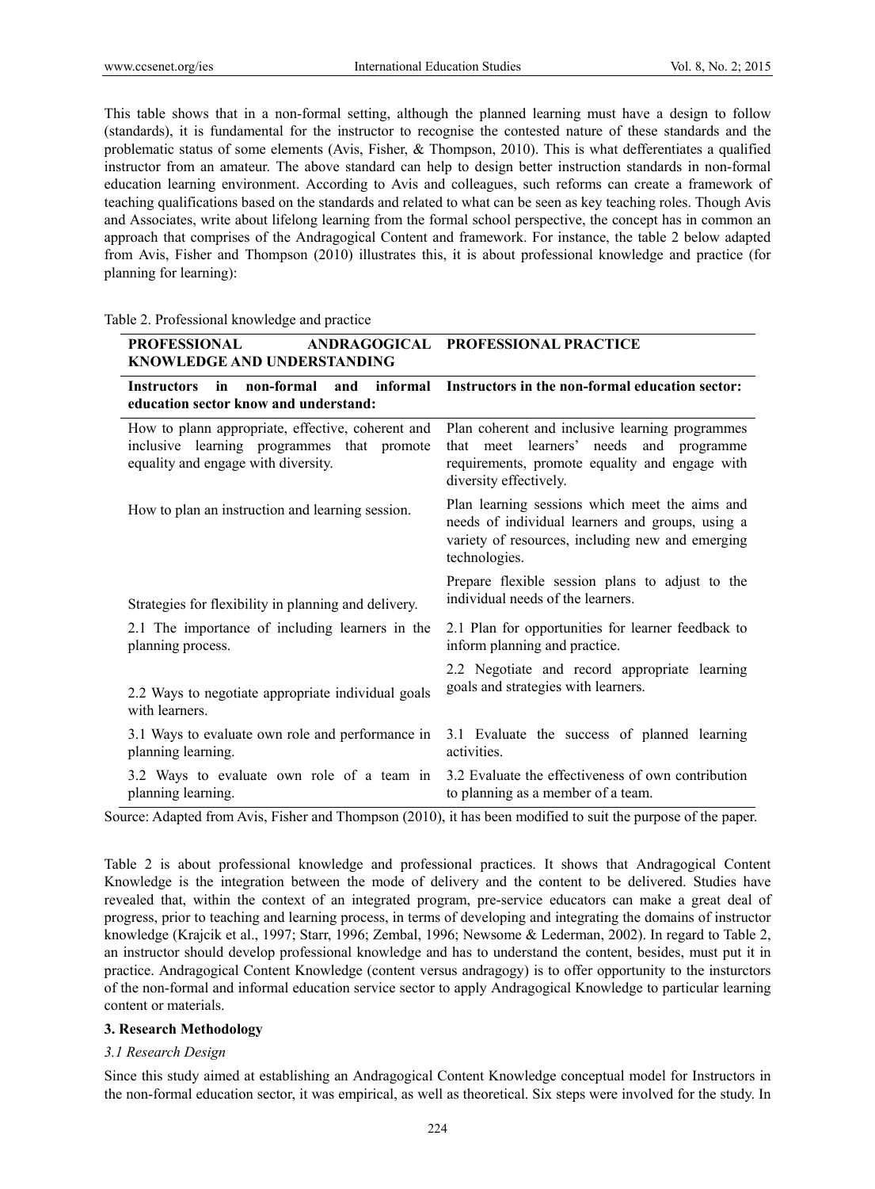This table shows that in a non-formal setting, although the planned learning must have a design to follow (standards), it is fundamental for the instructor to recognise the contested nature of these standards and the problematic status of some elements (Avis, Fisher, & Thompson, 2010). This is what defferentiates a qualified instructor from an amateur. The above standard can help to design better instruction standards in non-formal education learning environment. According to Avis and colleagues, such reforms can create a framework of teaching qualifications based on the standards and related to what can be seen as key teaching roles. Though Avis and Associates, write about lifelong learning from the formal school perspective, the concept has in common an approach that comprises of the Andragogical Content and framework. For instance, the table 2 below adapted from Avis, Fisher and Thompson (2010) illustrates this, it is about professional knowledge and practice (for planning for learning):

Table 2. Professional knowledge and practice

| **PROFESSIONAL ANDRAGOGICAL KNOWLEDGE AND UNDERSTANDING** | **PROFESSIONAL PRACTICE** |
|---|---|
| **Instructors in non-formal and informal education sector know and understand:** | **Instructors in the non-formal education sector:** |
| How to plann appropriate, effective, coherent and inclusive learning programmes that promote equality and engage with diversity. | Plan coherent and inclusive learning programmes that meet learners' needs and programme requirements, promote equality and engage with diversity effectively. |
| How to plan an instruction and learning session. | Plan learning sessions which meet the aims and needs of individual learners and groups, using a variety of resources, including new and emerging technologies. |
| Strategies for flexibility in planning and delivery. | Prepare flexible session plans to adjust to the individual needs of the learners. |
| 2.1 The importance of including learners in the planning process. | 2.1 Plan for opportunities for learner feedback to inform planning and practice. |
| 2.2 Ways to negotiate appropriate individual goals with learners. | 2.2 Negotiate and record appropriate learning goals and strategies with learners. |
| 3.1 Ways to evaluate own role and performance in planning learning. | 3.1 Evaluate the success of planned learning activities. |
| 3.2 Ways to evaluate own role of a team in planning learning. | 3.2 Evaluate the effectiveness of own contribution to planning as a member of a team. |

Source: Adapted from Avis, Fisher and Thompson (2010), it has been modified to suit the purpose of the paper.

Table 2 is about professional knowledge and professional practices. It shows that Andragogical Content Knowledge is the integration between the mode of delivery and the content to be delivered. Studies have revealed that, within the context of an integrated program, pre-service educators can make a great deal of progress, prior to teaching and learning process, in terms of developing and integrating the domains of instructor knowledge (Krajcik et al., 1997; Starr, 1996; Zembal, 1996; Newsome & Lederman, 2002). In regard to Table 2, an instructor should develop professional knowledge and has to understand the content, besides, must put it in practice. Andragogical Content Knowledge (content versus andragogy) is to offer opportunity to the insturctors of the non-formal and informal education service sector to apply Andragogical Knowledge to particular learning content or materials.

### 3. Research Methodology

#### *3.1 Research Design*

Since this study aimed at establishing an Andragogical Content Knowledge conceptual model for Instructors in the non-formal education sector, it was empirical, as well as theoretical. Six steps were involved for the study. In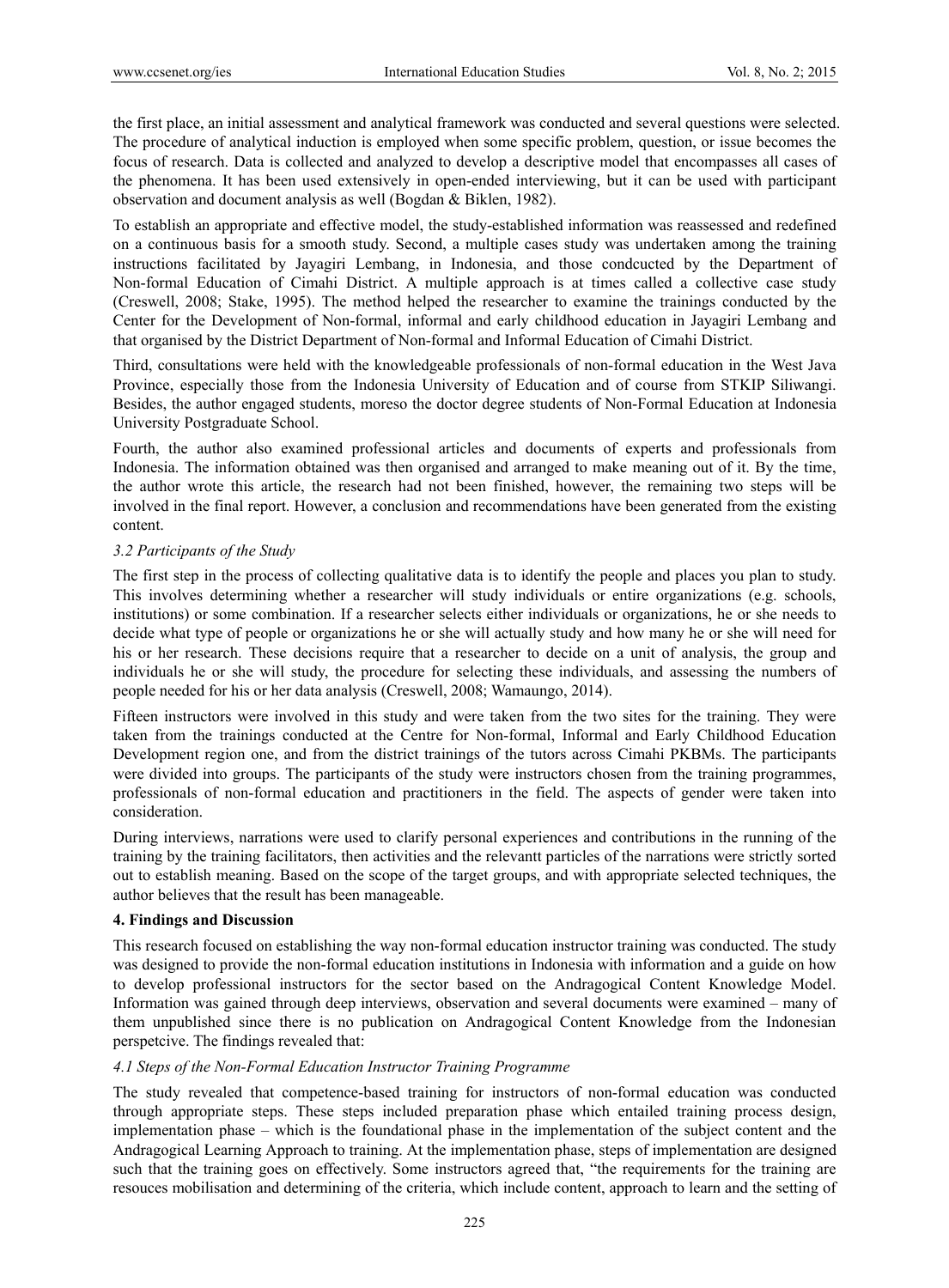the first place, an initial assessment and analytical framework was conducted and several questions were selected. The procedure of analytical induction is employed when some specific problem, question, or issue becomes the focus of research. Data is collected and analyzed to develop a descriptive model that encompasses all cases of the phenomena. It has been used extensively in open-ended interviewing, but it can be used with participant observation and document analysis as well (Bogdan & Biklen, 1982).

To establish an appropriate and effective model, the study-established information was reassessed and redefined on a continuous basis for a smooth study. Second, a multiple cases study was undertaken among the training instructions facilitated by Jayagiri Lembang, in Indonesia, and those condcucted by the Department of Non-formal Education of Cimahi District. A multiple approach is at times called a collective case study (Creswell, 2008; Stake, 1995). The method helped the researcher to examine the trainings conducted by the Center for the Development of Non-formal, informal and early childhood education in Jayagiri Lembang and that organised by the District Department of Non-formal and Informal Education of Cimahi District.

Third, consultations were held with the knowledgeable professionals of non-formal education in the West Java Province, especially those from the Indonesia University of Education and of course from STKIP Siliwangi. Besides, the author engaged students, moreso the doctor degree students of Non-Formal Education at Indonesia University Postgraduate School.

Fourth, the author also examined professional articles and documents of experts and professionals from Indonesia. The information obtained was then organised and arranged to make meaning out of it. By the time, the author wrote this article, the research had not been finished, however, the remaining two steps will be involved in the final report. However, a conclusion and recommendations have been generated from the existing content.

### *3.2 Participants of the Study*

The first step in the process of collecting qualitative data is to identify the people and places you plan to study. This involves determining whether a researcher will study individuals or entire organizations (e.g. schools, institutions) or some combination. If a researcher selects either individuals or organizations, he or she needs to decide what type of people or organizations he or she will actually study and how many he or she will need for his or her research. These decisions require that a researcher to decide on a unit of analysis, the group and individuals he or she will study, the procedure for selecting these individuals, and assessing the numbers of people needed for his or her data analysis (Creswell, 2008; Wamaungo, 2014).

Fifteen instructors were involved in this study and were taken from the two sites for the training. They were taken from the trainings conducted at the Centre for Non-formal, Informal and Early Childhood Education Development region one, and from the district trainings of the tutors across Cimahi PKBMs. The participants were divided into groups. The participants of the study were instructors chosen from the training programmes, professionals of non-formal education and practitioners in the field. The aspects of gender were taken into consideration.

During interviews, narrations were used to clarify personal experiences and contributions in the running of the training by the training facilitators, then activities and the relevantt particles of the narrations were strictly sorted out to establish meaning. Based on the scope of the target groups, and with appropriate selected techniques, the author believes that the result has been manageable.

## **4. Findings and Discussion**

This research focused on establishing the way non-formal education instructor training was conducted. The study was designed to provide the non-formal education institutions in Indonesia with information and a guide on how to develop professional instructors for the sector based on the Andragogical Content Knowledge Model. Information was gained through deep interviews, observation and several documents were examined – many of them unpublished since there is no publication on Andragogical Content Knowledge from the Indonesian perspetcive. The findings revealed that:

### *4.1 Steps of the Non-Formal Education Instructor Training Programme*

The study revealed that competence-based training for instructors of non-formal education was conducted through appropriate steps. These steps included preparation phase which entailed training process design, implementation phase – which is the foundational phase in the implementation of the subject content and the Andragogical Learning Approach to training. At the implementation phase, steps of implementation are designed such that the training goes on effectively. Some instructors agreed that, "the requirements for the training are resouces mobilisation and determining of the criteria, which include content, approach to learn and the setting of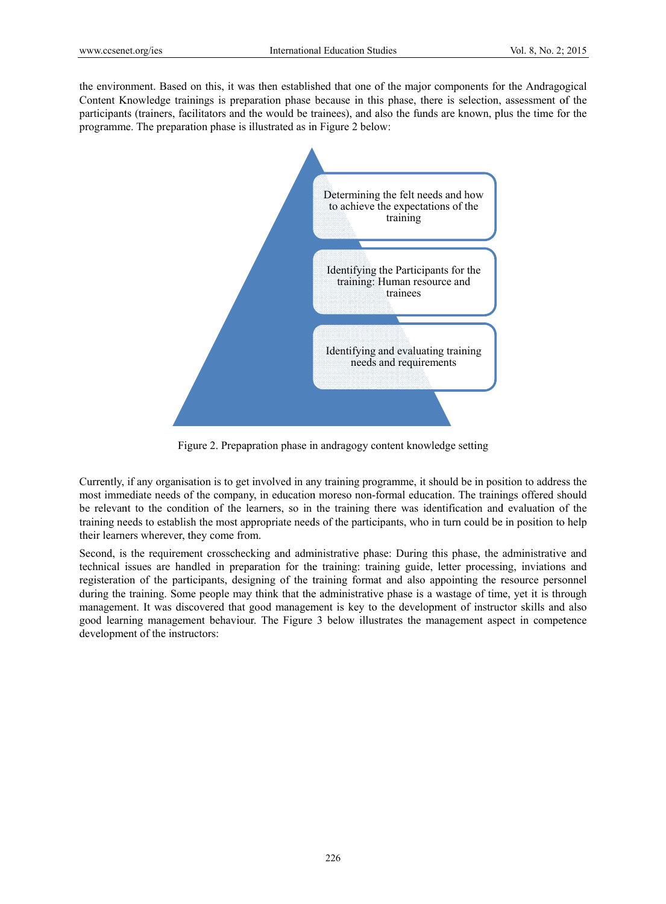the environment. Based on this, it was then established that one of the major components for the Andragogical Content Knowledge trainings is preparation phase because in this phase, there is selection, assessment of the participants (trainers, facilitators and the would be trainees), and also the funds are known, plus the time for the programme. The preparation phase is illustrated as in Figure 2 below:

Determining the felt needs and how to achieve the expectations of the training

Identifying the Participants for the training: Human resource and trainees

Identifying and evaluating training needs and requirements

Figure 2. Prepapration phase in andragogy content knowledge setting

Currently, if any organisation is to get involved in any training programme, it should be in position to address the most immediate needs of the company, in education moreso non-formal education. The trainings offered should be relevant to the condition of the learners, so in the training there was identification and evaluation of the training needs to establish the most appropriate needs of the participants, who in turn could be in position to help their learners wherever, they come from.

Second, is the requirement crosschecking and administrative phase: During this phase, the administrative and technical issues are handled in preparation for the training: training guide, letter processing, inviations and registeration of the participants, designing of the training format and also appointing the resource personnel during the training. Some people may think that the administrative phase is a wastage of time, yet it is through management. It was discovered that good management is key to the development of instructor skills and also good learning management behaviour. The Figure 3 below illustrates the management aspect in competence development of the instructors: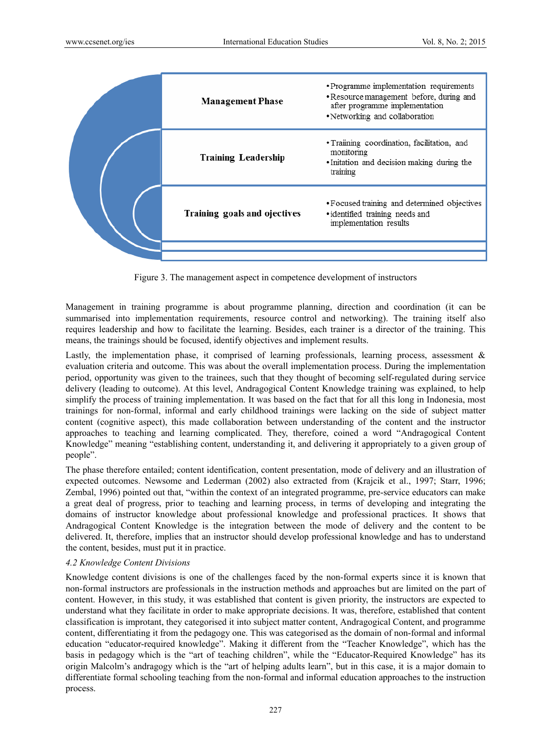Management Phase
- Programme implementation requirements
- Resource management before, during and after programme implementation
- Networking and collaboration

Training Leadership
- Traiining coordination, facilitation, and monitoring
- Initation and decision making during the training

Training goals and ojectives
- Focused training and determined objectives
- identified training needs and implementation results

Figure 3. The management aspect in competence development of instructors

Management in training programme is about programme planning, direction and coordination (it can be summarised into implementation requirements, resource control and networking). The training itself also requires leadership and how to facilitate the learning. Besides, each trainer is a director of the training. This means, the trainings should be focused, identify objectives and implement results.

Lastly, the implementation phase, it comprised of learning professionals, learning process, assessment & evaluation criteria and outcome. This was about the overall implementation process. During the implementation period, opportunity was given to the trainees, such that they thought of becoming self-regulated during service delivery (leading to outcome). At this level, Andragogical Content Knowledge training was explained, to help simplify the process of training implementation. It was based on the fact that for all this long in Indonesia, most trainings for non-formal, informal and early childhood trainings were lacking on the side of subject matter content (cognitive aspect), this made collaboration between understanding of the content and the instructor approaches to teaching and learning complicated. They, therefore, coined a word "Andragogical Content Knowledge" meaning "establishing content, understanding it, and delivering it appropriately to a given group of people".

The phase therefore entailed; content identification, content presentation, mode of delivery and an illustration of expected outcomes. Newsome and Lederman (2002) also extracted from (Krajcik et al., 1997; Starr, 1996; Zembal, 1996) pointed out that, "within the context of an integrated programme, pre-service educators can make a great deal of progress, prior to teaching and learning process, in terms of developing and integrating the domains of instructor knowledge about professional knowledge and professional practices. It shows that Andragogical Content Knowledge is the integration between the mode of delivery and the content to be delivered. It, therefore, implies that an instructor should develop professional knowledge and has to understand the content, besides, must put it in practice.

### *4.2 Knowledge Content Divisions*

Knowledge content divisions is one of the challenges faced by the non-formal experts since it is known that non-formal instructors are professionals in the instruction methods and approaches but are limited on the part of content. However, in this study, it was established that content is given priority, the instructors are expected to understand what they facilitate in order to make appropriate decisions. It was, therefore, established that content classification is improtant, they categorised it into subject matter content, Andragogical Content, and programme content, differentiating it from the pedagogy one. This was categorised as the domain of non-formal and informal education "educator-required knowledge". Making it different from the "Teacher Knowledge", which has the basis in pedagogy which is the "art of teaching children", while the "Educator-Required Knowledge" has its origin Malcolm's andragogy which is the "art of helping adults learn", but in this case, it is a major domain to differentiate formal schooling teaching from the non-formal and informal education approaches to the instruction process.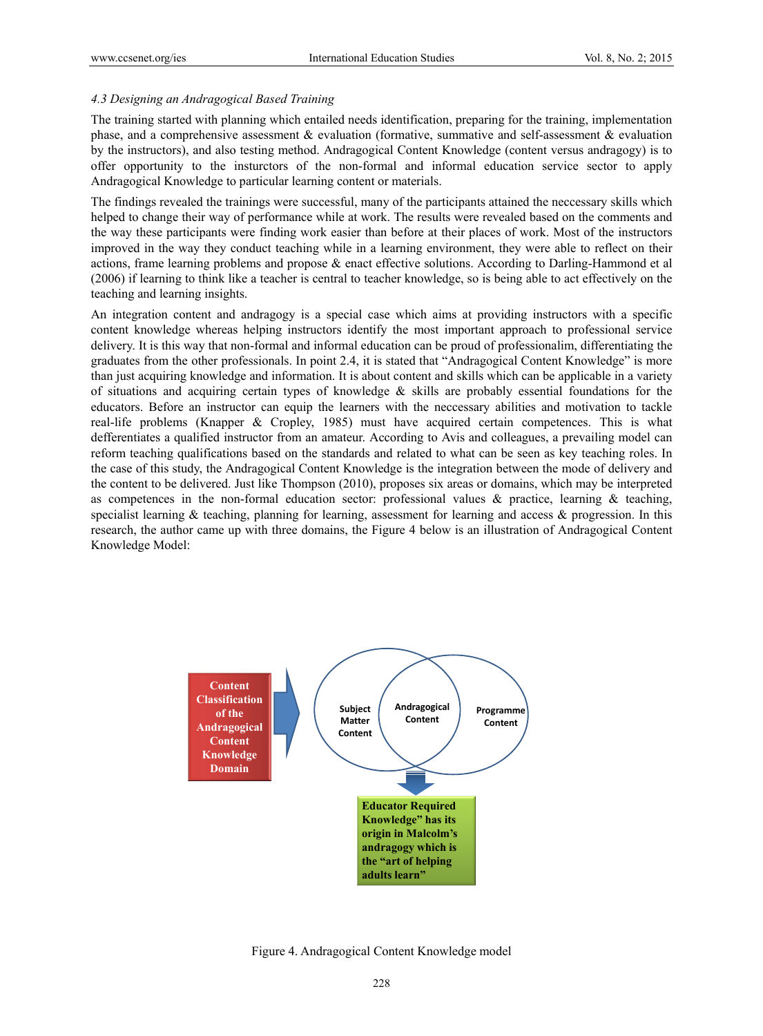*4.3 Designing an Andragogical Based Training*

The training started with planning which entailed needs identification, preparing for the training, implementation phase, and a comprehensive assessment & evaluation (formative, summative and self-assessment & evaluation by the instructors), and also testing method. Andragogical Content Knowledge (content versus andragogy) is to offer opportunity to the insturctors of the non-formal and informal education service sector to apply Andragogical Knowledge to particular learning content or materials.

The findings revealed the trainings were successful, many of the participants attained the neccessary skills which helped to change their way of performance while at work. The results were revealed based on the comments and the way these participants were finding work easier than before at their places of work. Most of the instructors improved in the way they conduct teaching while in a learning environment, they were able to reflect on their actions, frame learning problems and propose & enact effective solutions. According to Darling-Hammond et al (2006) if learning to think like a teacher is central to teacher knowledge, so is being able to act effectively on the teaching and learning insights.

An integration content and andragogy is a special case which aims at providing instructors with a specific content knowledge whereas helping instructors identify the most important approach to professional service delivery. It is this way that non-formal and informal education can be proud of professionalim, differentiating the graduates from the other professionals. In point 2.4, it is stated that "Andragogical Content Knowledge" is more than just acquiring knowledge and information. It is about content and skills which can be applicable in a variety of situations and acquiring certain types of knowledge & skills are probably essential foundations for the educators. Before an instructor can equip the learners with the neccessary abilities and motivation to tackle real-life problems (Knapper & Cropley, 1985) must have acquired certain competences. This is what defferentiates a qualified instructor from an amateur. According to Avis and colleagues, a prevailing model can reform teaching qualifications based on the standards and related to what can be seen as key teaching roles. In the case of this study, the Andragogical Content Knowledge is the integration between the mode of delivery and the content to be delivered. Just like Thompson (2010), proposes six areas or domains, which may be interpreted as competences in the non-formal education sector: professional values & practice, learning & teaching, specialist learning & teaching, planning for learning, assessment for learning and access & progression. In this research, the author came up with three domains, the Figure 4 below is an illustration of Andragogical Content Knowledge Model:

Content Classification of the Andragogical Content Knowledge Domain

Subject Matter Content

Andragogical Content

Programme Content

Educator Required Knowledge" has its origin in Malcolm's andragogy which is the "art of helping adults learn"

Figure 4. Andragogical Content Knowledge model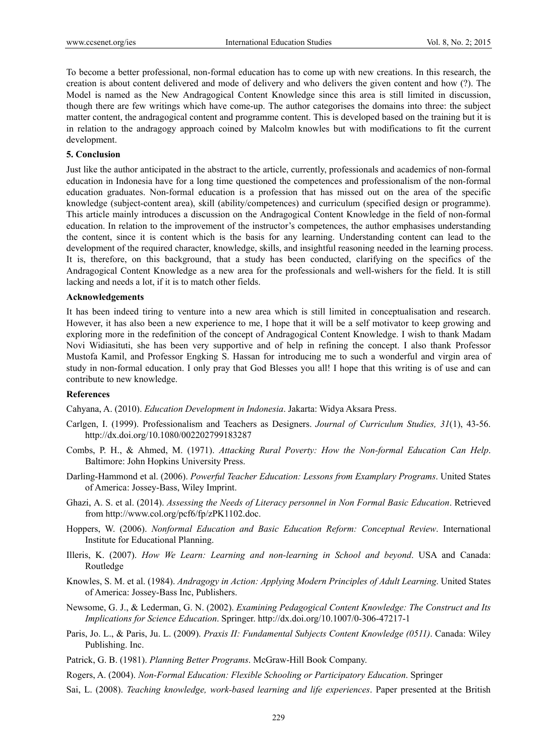To become a better professional, non-formal education has to come up with new creations. In this research, the creation is about content delivered and mode of delivery and who delivers the given content and how (?). The Model is named as the New Andragogical Content Knowledge since this area is still limited in discussion, though there are few writings which have come-up. The author categorises the domains into three: the subject matter content, the andragogical content and programme content. This is developed based on the training but it is in relation to the andragogy approach coined by Malcolm knowles but with modifications to fit the current development.

## 5. Conclusion

Just like the author anticipated in the abstract to the article, currently, professionals and academics of non-formal education in Indonesia have for a long time questioned the competences and professionalism of the non-formal education graduates. Non-formal education is a profession that has missed out on the area of the specific knowledge (subject-content area), skill (ability/competences) and curriculum (specified design or programme). This article mainly introduces a discussion on the Andragogical Content Knowledge in the field of non-formal education. In relation to the improvement of the instructor's competences, the author emphasises understanding the content, since it is content which is the basis for any learning. Understanding content can lead to the development of the required character, knowledge, skills, and insightful reasoning needed in the learning process. It is, therefore, on this background, that a study has been conducted, clarifying on the specifics of the Andragogical Content Knowledge as a new area for the professionals and well-wishers for the field. It is still lacking and needs a lot, if it is to match other fields.

## Acknowledgements

It has been indeed tiring to venture into a new area which is still limited in conceptualisation and research. However, it has also been a new experience to me, I hope that it will be a self motivator to keep growing and exploring more in the redefinition of the concept of Andragogical Content Knowledge. I wish to thank Madam Novi Widiasituti, she has been very supportive and of help in refining the concept. I also thank Professor Mustofa Kamil, and Professor Engking S. Hassan for introducing me to such a wonderful and virgin area of study in non-formal education. I only pray that God Blesses you all! I hope that this writing is of use and can contribute to new knowledge.

## References

Cahyana, A. (2010). *Education Development in Indonesia*. Jakarta: Widya Aksara Press.

Carlgen, I. (1999). Professionalism and Teachers as Designers. *Journal of Curriculum Studies, 31*(1), 43-56. http://dx.doi.org/10.1080/002202799183287

Combs, P. H., & Ahmed, M. (1971). *Attacking Rural Poverty: How the Non-formal Education Can Help*. Baltimore: John Hopkins University Press.

Darling-Hammond et al. (2006). *Powerful Teacher Education: Lessons from Examplary Programs*. United States of America: Jossey-Bass, Wiley Imprint.

Ghazi, A. S. et al. (2014). *Assessing the Needs of Literacy personnel in Non Formal Basic Education*. Retrieved from http://www.col.org/pcf6/fp/zPK1102.doc.

Hoppers, W. (2006). *Nonformal Education and Basic Education Reform: Conceptual Review*. International Institute for Educational Planning.

Illeris, K. (2007). *How We Learn: Learning and non-learning in School and beyond*. USA and Canada: Routledge

Knowles, S. M. et al. (1984). *Andragogy in Action: Applying Modern Principles of Adult Learning*. United States of America: Jossey-Bass Inc, Publishers.

Newsome, G. J., & Lederman, G. N. (2002). *Examining Pedagogical Content Knowledge: The Construct and Its Implications for Science Education*. Springer. http://dx.doi.org/10.1007/0-306-47217-1

Paris, Jo. L., & Paris, Ju. L. (2009). *Praxis II: Fundamental Subjects Content Knowledge (0511)*. Canada: Wiley Publishing. Inc.

Patrick, G. B. (1981). *Planning Better Programs*. McGraw-Hill Book Company.

Rogers, A. (2004). *Non-Formal Education: Flexible Schooling or Participatory Education*. Springer

Sai, L. (2008). *Teaching knowledge, work-based learning and life experiences*. Paper presented at the British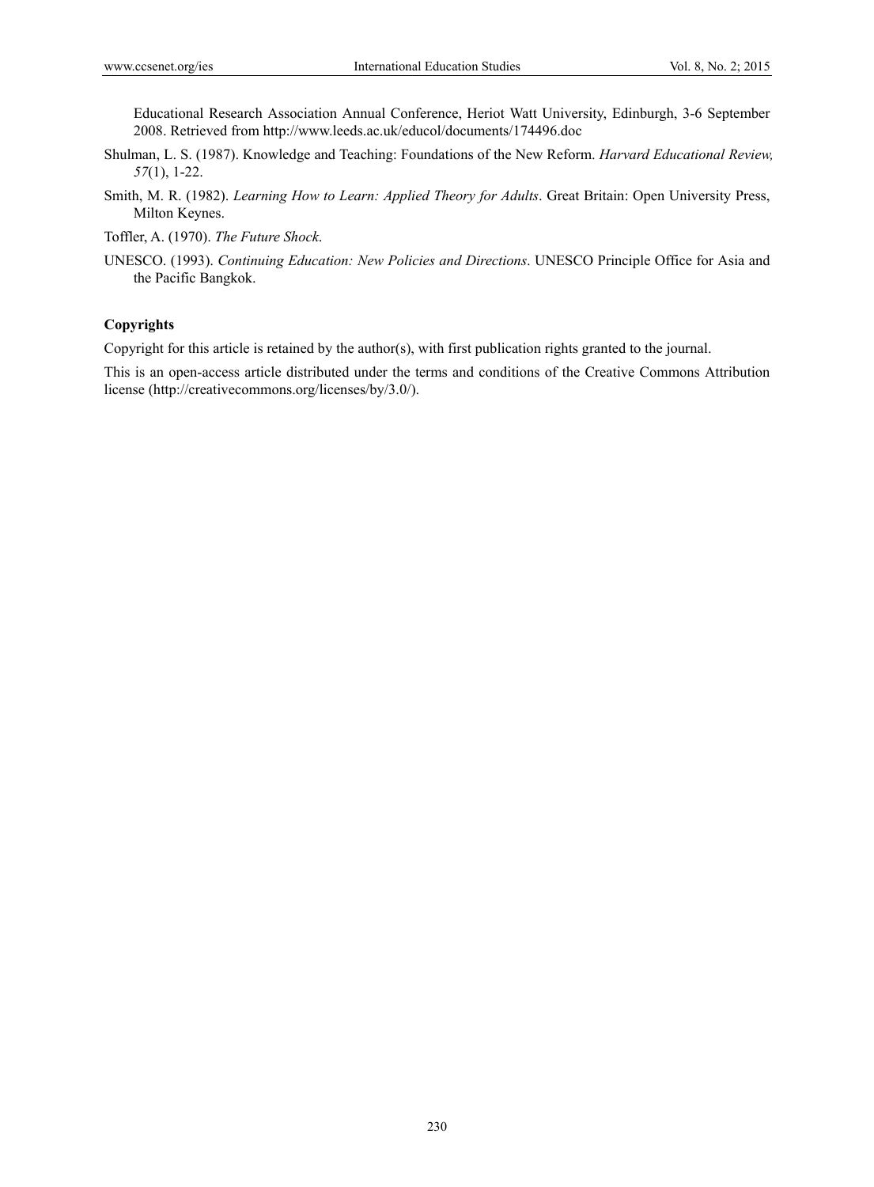Educational Research Association Annual Conference, Heriot Watt University, Edinburgh, 3-6 September 2008. Retrieved from http://www.leeds.ac.uk/educol/documents/174496.doc

Shulman, L. S. (1987). Knowledge and Teaching: Foundations of the New Reform. *Harvard Educational Review, 57*(1), 1-22.

Smith, M. R. (1982). *Learning How to Learn: Applied Theory for Adults*. Great Britain: Open University Press, Milton Keynes.

Toffler, A. (1970). *The Future Shock*.

UNESCO. (1993). *Continuing Education: New Policies and Directions*. UNESCO Principle Office for Asia and the Pacific Bangkok.

**Copyrights**

Copyright for this article is retained by the author(s), with first publication rights granted to the journal.

This is an open-access article distributed under the terms and conditions of the Creative Commons Attribution license (http://creativecommons.org/licenses/by/3.0/).